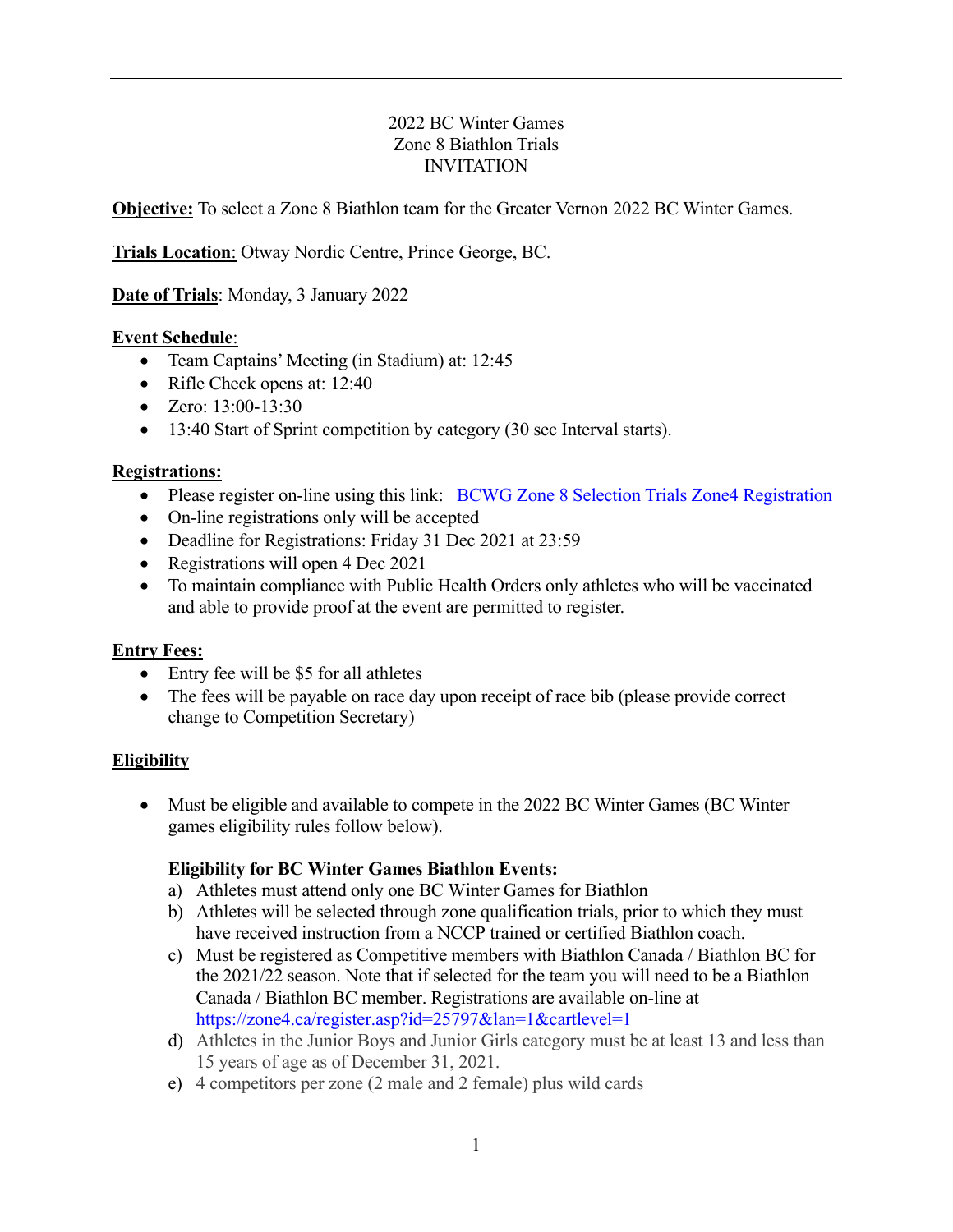# 2022 BC Winter Games
# Zone 8 Biathlon Trials
# INVITATION

**Objective:** To select a Zone 8 Biathlon team for the Greater Vernon 2022 BC Winter Games.

**Trials Location**: Otway Nordic Centre, Prince George, BC.

**Date of Trials**: Monday, 3 January 2022

**Event Schedule**:

- Team Captains' Meeting (in Stadium) at: 12:45
- Rifle Check opens at: 12:40
- Zero: 13:00-13:30
- 13:40 Start of Sprint competition by category (30 sec Interval starts).

**Registrations:**

- Please register on-line using this link: BCWG Zone 8 Selection Trials Zone4 Registration
- On-line registrations only will be accepted
- Deadline for Registrations: Friday 31 Dec 2021 at 23:59
- Registrations will open 4 Dec 2021
- To maintain compliance with Public Health Orders only athletes who will be vaccinated and able to provide proof at the event are permitted to register.

**Entry Fees:**

- Entry fee will be $5 for all athletes
- The fees will be payable on race day upon receipt of race bib (please provide correct change to Competition Secretary)

**Eligibility**

- Must be eligible and available to compete in the 2022 BC Winter Games (BC Winter games eligibility rules follow below).

**Eligibility for BC Winter Games Biathlon Events:**

a) Athletes must attend only one BC Winter Games for Biathlon
b) Athletes will be selected through zone qualification trials, prior to which they must have received instruction from a NCCP trained or certified Biathlon coach.
c) Must be registered as Competitive members with Biathlon Canada / Biathlon BC for the 2021/22 season. Note that if selected for the team you will need to be a Biathlon Canada / Biathlon BC member. Registrations are available on-line at https://zone4.ca/register.asp?id=25797&lan=1&cartlevel=1
d) Athletes in the Junior Boys and Junior Girls category must be at least 13 and less than 15 years of age as of December 31, 2021.
e) 4 competitors per zone (2 male and 2 female) plus wild cards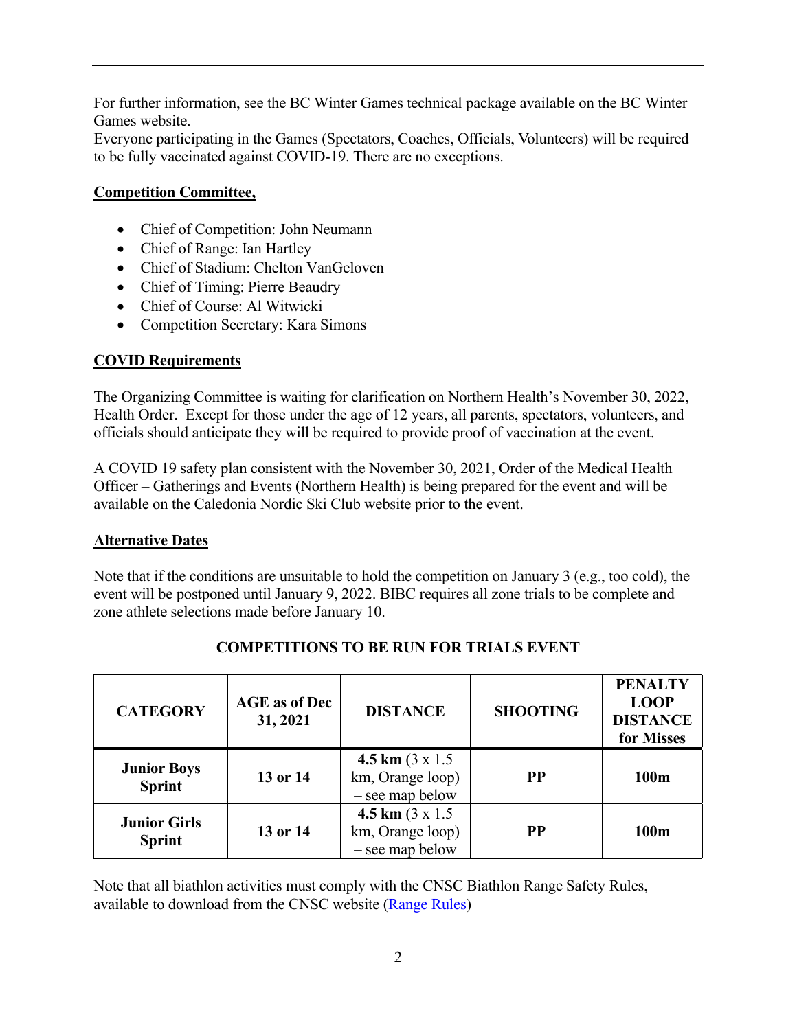For further information, see the BC Winter Games technical package available on the BC Winter Games website.
Everyone participating in the Games (Spectators, Coaches, Officials, Volunteers) will be required to be fully vaccinated against COVID-19. There are no exceptions.

**Competition Committee,**

- Chief of Competition: John Neumann
- Chief of Range: Ian Hartley
- Chief of Stadium: Chelton VanGeloven
- Chief of Timing: Pierre Beaudry
- Chief of Course: Al Witwicki
- Competition Secretary: Kara Simons

**COVID Requirements**

The Organizing Committee is waiting for clarification on Northern Health's November 30, 2022, Health Order. Except for those under the age of 12 years, all parents, spectators, volunteers, and officials should anticipate they will be required to provide proof of vaccination at the event.

A COVID 19 safety plan consistent with the November 30, 2021, Order of the Medical Health Officer – Gatherings and Events (Northern Health) is being prepared for the event and will be available on the Caledonia Nordic Ski Club website prior to the event.

**Alternative Dates**

Note that if the conditions are unsuitable to hold the competition on January 3 (e.g., too cold), the event will be postponed until January 9, 2022. BIBC requires all zone trials to be complete and zone athlete selections made before January 10.

**COMPETITIONS TO BE RUN FOR TRIALS EVENT**

| CATEGORY | AGE as of Dec 31, 2021 | DISTANCE | SHOOTING | PENALTY LOOP DISTANCE for Misses |
|---|---|---|---|---|
| **Junior Boys Sprint** | **13 or 14** | **4.5 km** (3 x 1.5 km, Orange loop) – see map below | **PP** | **100m** |
| **Junior Girls Sprint** | **13 or 14** | **4.5 km** (3 x 1.5 km, Orange loop) – see map below | **PP** | **100m** |

Note that all biathlon activities must comply with the CNSC Biathlon Range Safety Rules, available to download from the CNSC website (Range Rules)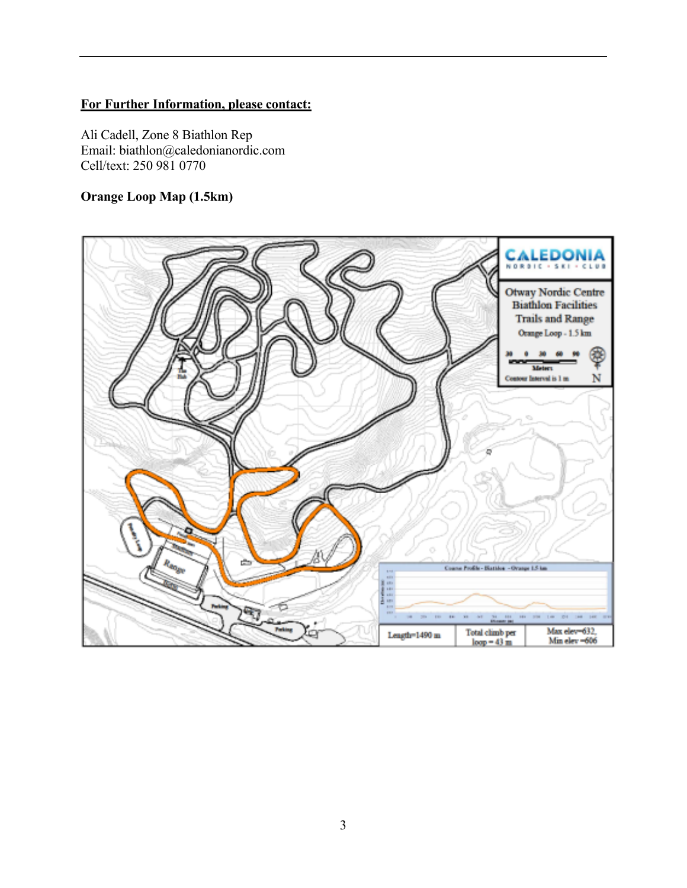**For Further Information, please contact:**

Ali Cadell, Zone 8 Biathlon Rep
Email: biathlon@caledonianordic.com
Cell/text: 250 981 0770

**Orange Loop Map (1.5km)**

CALEDONIA
NORDIC • SKI • CLUB

Otway Nordic Centre
Biathlon Facilities
Trails and Range
Orange Loop - 1.5 km

Meters
Contour Interval is 1 m

Course Profile - Biathlon - Orange 1.5 km

Length=1490 m

Total climb per loop = 43 m

Max elev=632, Min elev =606